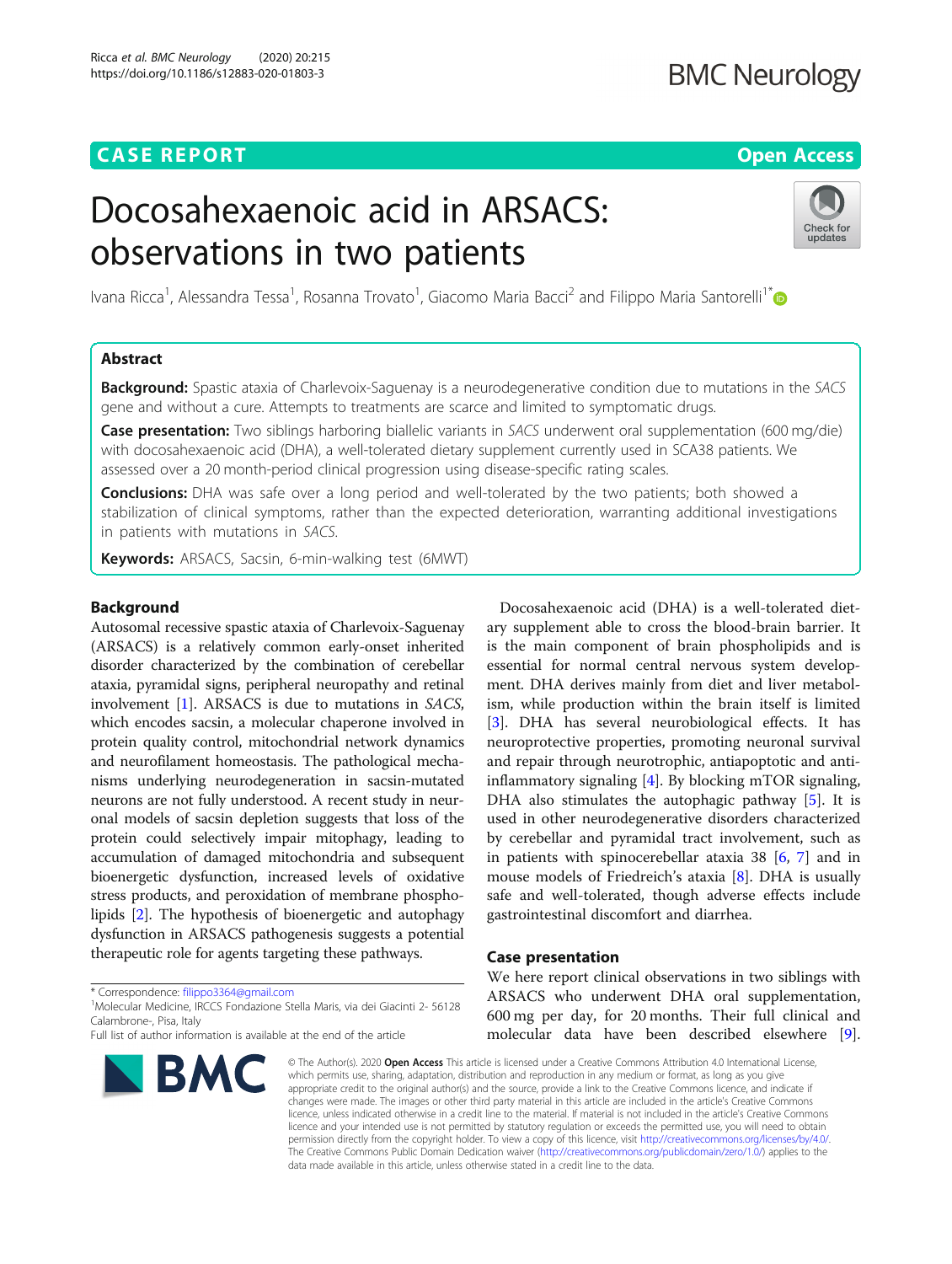## CASE REPORT

**Open Access**

# Docosahexaenoic acid in ARSACS: observations in two patients

Ivana Ricca[1], Alessandra Tessa[1], Rosanna Trovato[1], Giacomo Maria Bacci[2] and Filippo Maria Santorelli[1*]

## Abstract

**Background:** Spastic ataxia of Charlevoix-Saguenay is a neurodegenerative condition due to mutations in the *SACS* gene and without a cure. Attempts to treatments are scarce and limited to symptomatic drugs.

**Case presentation:** Two siblings harboring biallelic variants in *SACS* underwent oral supplementation (600 mg/die) with docosahexaenoic acid (DHA), a well-tolerated dietary supplement currently used in SCA38 patients. We assessed over a 20 month-period clinical progression using disease-specific rating scales.

**Conclusions:** DHA was safe over a long period and well-tolerated by the two patients; both showed a stabilization of clinical symptoms, rather than the expected deterioration, warranting additional investigations in patients with mutations in *SACS*.

**Keywords:** ARSACS, Sacsin, 6-min-walking test (6MWT)

## Background

Autosomal recessive spastic ataxia of Charlevoix-Saguenay (ARSACS) is a relatively common early-onset inherited disorder characterized by the combination of cerebellar ataxia, pyramidal signs, peripheral neuropathy and retinal involvement [1]. ARSACS is due to mutations in *SACS*, which encodes sacsin, a molecular chaperone involved in protein quality control, mitochondrial network dynamics and neurofilament homeostasis. The pathological mechanisms underlying neurodegeneration in sacsin-mutated neurons are not fully understood. A recent study in neuronal models of sacsin depletion suggests that loss of the protein could selectively impair mitophagy, leading to accumulation of damaged mitochondria and subsequent bioenergetic dysfunction, increased levels of oxidative stress products, and peroxidation of membrane phospholipids [2]. The hypothesis of bioenergetic and autophagy dysfunction in ARSACS pathogenesis suggests a potential therapeutic role for agents targeting these pathways.

Docosahexaenoic acid (DHA) is a well-tolerated dietary supplement able to cross the blood-brain barrier. It is the main component of brain phospholipids and is essential for normal central nervous system development. DHA derives mainly from diet and liver metabolism, while production within the brain itself is limited [3]. DHA has several neurobiological effects. It has neuroprotective properties, promoting neuronal survival and repair through neurotrophic, antiapoptotic and anti-inflammatory signaling [4]. By blocking mTOR signaling, DHA also stimulates the autophagic pathway [5]. It is used in other neurodegenerative disorders characterized by cerebellar and pyramidal tract involvement, such as in patients with spinocerebellar ataxia 38 [6, 7] and in mouse models of Friedreich's ataxia [8]. DHA is usually safe and well-tolerated, though adverse effects include gastrointestinal discomfort and diarrhea.

## Case presentation

We here report clinical observations in two siblings with ARSACS who underwent DHA oral supplementation, 600 mg per day, for 20 months. Their full clinical and molecular data have been described elsewhere [9].

\* Correspondence: filippo3364@gmail.com
[1]Molecular Medicine, IRCCS Fondazione Stella Maris, via dei Giacinti 2- 56128 Calambrone-, Pisa, Italy
Full list of author information is available at the end of the article

© The Author(s). 2020 **Open Access** This article is licensed under a Creative Commons Attribution 4.0 International License, which permits use, sharing, adaptation, distribution and reproduction in any medium or format, as long as you give appropriate credit to the original author(s) and the source, provide a link to the Creative Commons licence, and indicate if changes were made. The images or other third party material in this article are included in the article's Creative Commons licence, unless indicated otherwise in a credit line to the material. If material is not included in the article's Creative Commons licence and your intended use is not permitted by statutory regulation or exceeds the permitted use, you will need to obtain permission directly from the copyright holder. To view a copy of this licence, visit http://creativecommons.org/licenses/by/4.0/. The Creative Commons Public Domain Dedication waiver (http://creativecommons.org/publicdomain/zero/1.0/) applies to the data made available in this article, unless otherwise stated in a credit line to the data.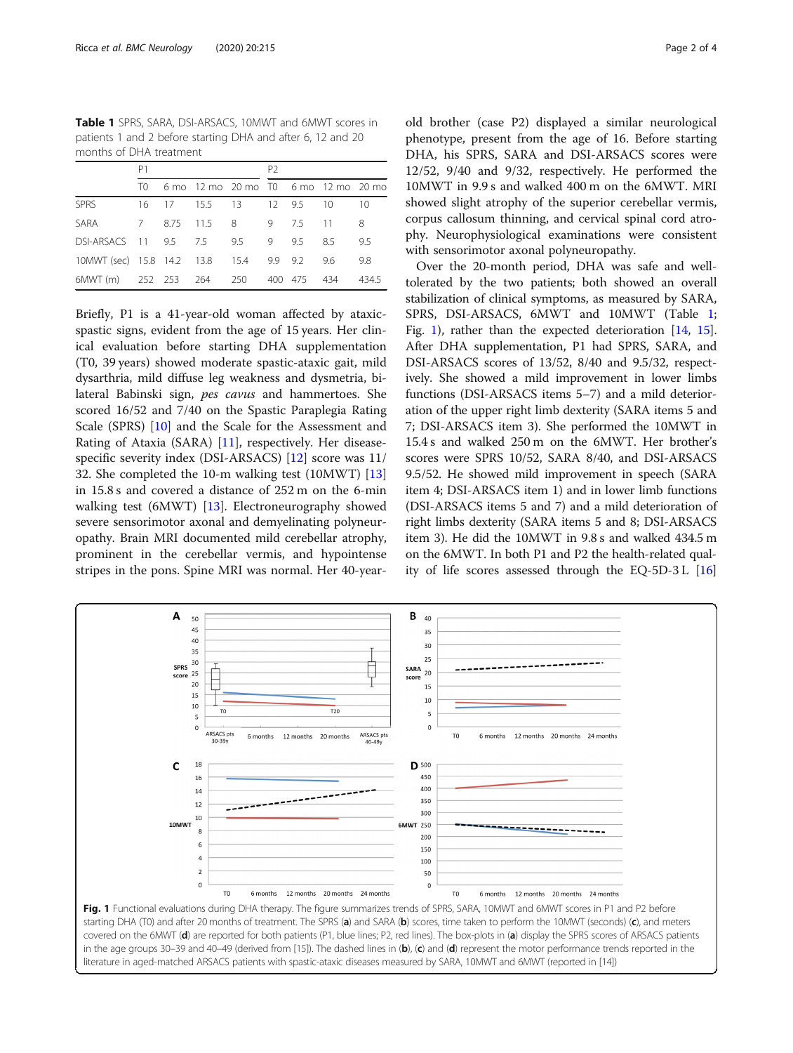**Table 1** SPRS, SARA, DSI-ARSACS, 10MWT and 6MWT scores in patients 1 and 2 before starting DHA and after 6, 12 and 20 months of DHA treatment

| | P1 | | | | P2 | | | |
|---|---|---|---|---|---|---|---|---|
| | T0 | 6 mo | 12 mo | 20 mo | T0 | 6 mo | 12 mo | 20 mo |
| SPRS | 16 | 17 | 15.5 | 13 | 12 | 9.5 | 10 | 10 |
| SARA | 7 | 8.75 | 11.5 | 8 | 9 | 7.5 | 11 | 8 |
| DSI-ARSACS | 11 | 9.5 | 7.5 | 9.5 | 9 | 9.5 | 8.5 | 9.5 |
| 10MWT (sec) | 15.8 | 14.2 | 13.8 | 15.4 | 9.9 | 9.2 | 9.6 | 9.8 |
| 6MWT (m) | 252 | 253 | 264 | 250 | 400 | 475 | 434 | 434.5 |

Briefly, P1 is a 41-year-old woman affected by ataxic-spastic signs, evident from the age of 15 years. Her clinical evaluation before starting DHA supplementation (T0, 39 years) showed moderate spastic-ataxic gait, mild dysarthria, mild diffuse leg weakness and dysmetria, bilateral Babinski sign, *pes cavus* and hammertoes. She scored 16/52 and 7/40 on the Spastic Paraplegia Rating Scale (SPRS) [10] and the Scale for the Assessment and Rating of Ataxia (SARA) [11], respectively. Her disease-specific severity index (DSI-ARSACS) [12] score was 11/32. She completed the 10-m walking test (10MWT) [13] in 15.8 s and covered a distance of 252 m on the 6-min walking test (6MWT) [13]. Electroneurography showed severe sensorimotor axonal and demyelinating polyneuropathy. Brain MRI documented mild cerebellar atrophy, prominent in the cerebellar vermis, and hypointense stripes in the pons. Spine MRI was normal. Her 40-year-old brother (case P2) displayed a similar neurological phenotype, present from the age of 16. Before starting DHA, his SPRS, SARA and DSI-ARSACS scores were 12/52, 9/40 and 9/32, respectively. He performed the 10MWT in 9.9 s and walked 400 m on the 6MWT. MRI showed slight atrophy of the superior cerebellar vermis, corpus callosum thinning, and cervical spinal cord atrophy. Neurophysiological examinations were consistent with sensorimotor axonal polyneuropathy.

Over the 20-month period, DHA was safe and well-tolerated by the two patients; both showed an overall stabilization of clinical symptoms, as measured by SARA, SPRS, DSI-ARSACS, 6MWT and 10MWT (Table 1; Fig. 1), rather than the expected deterioration [14, 15]. After DHA supplementation, P1 had SPRS, SARA, and DSI-ARSACS scores of 13/52, 8/40 and 9.5/32, respectively. She showed a mild improvement in lower limbs functions (DSI-ARSACS items 5–7) and a mild deterioration of the upper right limb dexterity (SARA items 5 and 7; DSI-ARSACS item 3). She performed the 10MWT in 15.4 s and walked 250 m on the 6MWT. Her brother's scores were SPRS 10/52, SARA 8/40, and DSI-ARSACS 9.5/52. He showed mild improvement in speech (SARA item 4; DSI-ARSACS item 1) and in lower limb functions (DSI-ARSACS items 5 and 7) and a mild deterioration of right limbs dexterity (SARA items 5 and 8; DSI-ARSACS item 3). He did the 10MWT in 9.8 s and walked 434.5 m on the 6MWT. In both P1 and P2 the health-related quality of life scores assessed through the EQ-5D-3 L [16]

**Fig. 1** Functional evaluations during DHA therapy. The figure summarizes trends of SPRS, SARA, 10MWT and 6MWT scores in P1 and P2 before starting DHA (T0) and after 20 months of treatment. The SPRS (**a**) and SARA (**b**) scores, time taken to perform the 10MWT (seconds) (**c**), and meters covered on the 6MWT (**d**) are reported for both patients (P1, blue lines; P2, red lines). The box-plots in (**a**) display the SPRS scores of ARSACS patients in the age groups 30–39 and 40–49 (derived from [15]). The dashed lines in (**b**), (**c**) and (**d**) represent the motor performance trends reported in the literature in aged-matched ARSACS patients with spastic-ataxic diseases measured by SARA, 10MWT and 6MWT (reported in [14])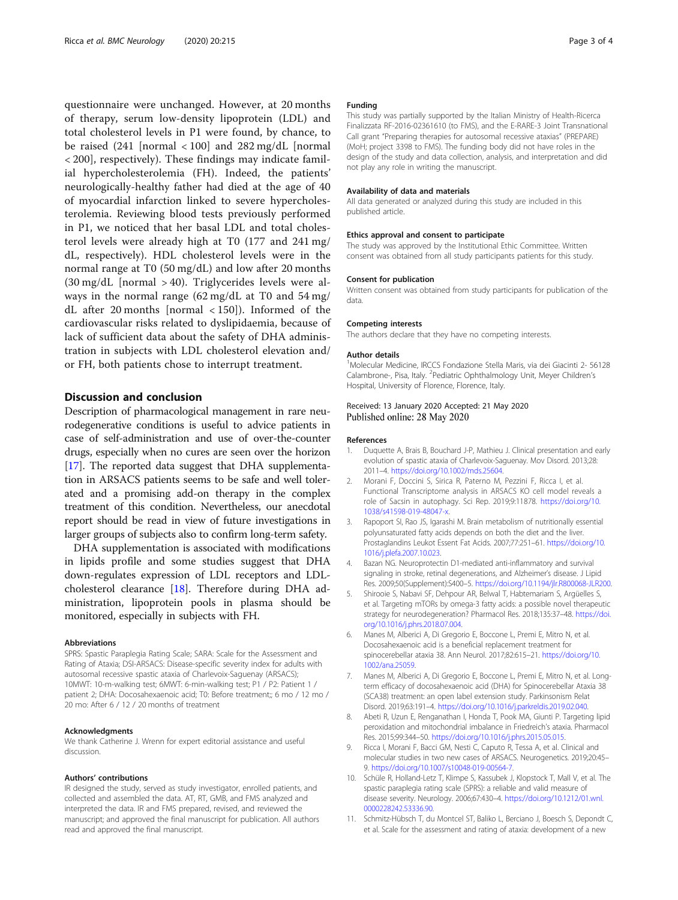questionnaire were unchanged. However, at 20 months of therapy, serum low-density lipoprotein (LDL) and total cholesterol levels in P1 were found, by chance, to be raised (241 [normal < 100] and 282 mg/dL [normal < 200], respectively). These findings may indicate familial hypercholesterolemia (FH). Indeed, the patients' neurologically-healthy father had died at the age of 40 of myocardial infarction linked to severe hypercholesterolemia. Reviewing blood tests previously performed in P1, we noticed that her basal LDL and total cholesterol levels were already high at T0 (177 and 241 mg/dL, respectively). HDL cholesterol levels were in the normal range at T0 (50 mg/dL) and low after 20 months (30 mg/dL [normal > 40). Triglycerides levels were always in the normal range (62 mg/dL at T0 and 54 mg/dL after 20 months [normal < 150]). Informed of the cardiovascular risks related to dyslipidaemia, because of lack of sufficient data about the safety of DHA administration in subjects with LDL cholesterol elevation and/or FH, both patients chose to interrupt treatment.

## Discussion and conclusion

Description of pharmacological management in rare neurodegenerative conditions is useful to advice patients in case of self-administration and use of over-the-counter drugs, especially when no cures are seen over the horizon [17]. The reported data suggest that DHA supplementation in ARSACS patients seems to be safe and well tolerated and a promising add-on therapy in the complex treatment of this condition. Nevertheless, our anecdotal report should be read in view of future investigations in larger groups of subjects also to confirm long-term safety.

DHA supplementation is associated with modifications in lipids profile and some studies suggest that DHA down-regulates expression of LDL receptors and LDL-cholesterol clearance [18]. Therefore during DHA administration, lipoprotein pools in plasma should be monitored, especially in subjects with FH.

#### Abbreviations

SPRS: Spastic Paraplegia Rating Scale; SARA: Scale for the Assessment and Rating of Ataxia; DSI-ARSACS: Disease-specific severity index for adults with autosomal recessive spastic ataxia of Charlevoix-Saguenay (ARSACS); 10MWT: 10-m-walking test; 6MWT: 6-min-walking test; P1 / P2: Patient 1 / patient 2; DHA: Docosahexaenoic acid; T0: Before treatment;; 6 mo / 12 mo / 20 mo: After 6 / 12 / 20 months of treatment

#### Acknowledgments

We thank Catherine J. Wrenn for expert editorial assistance and useful discussion.

#### Authors' contributions

IR designed the study, served as study investigator, enrolled patients, and collected and assembled the data. AT, RT, GMB, and FMS analyzed and interpreted the data. IR and FMS prepared, revised, and reviewed the manuscript; and approved the final manuscript for publication. All authors read and approved the final manuscript.

#### Funding

This study was partially supported by the Italian Ministry of Health-Ricerca Finalizzata RF-2016-02361610 (to FMS), and the E-RARE-3 Joint Transnational Call grant "Preparing therapies for autosomal recessive ataxias" (PREPARE) (MoH; project 3398 to FMS). The funding body did not have roles in the design of the study and data collection, analysis, and interpretation and did not play any role in writing the manuscript.

#### Availability of data and materials

All data generated or analyzed during this study are included in this published article.

#### Ethics approval and consent to participate

The study was approved by the Institutional Ethic Committee. Written consent was obtained from all study participants patients for this study.

#### Consent for publication

Written consent was obtained from study participants for publication of the data.

#### Competing interests

The authors declare that they have no competing interests.

#### Author details

[1]Molecular Medicine, IRCCS Fondazione Stella Maris, via dei Giacinti 2- 56128 Calambrone-, Pisa, Italy. [2]Pediatric Ophthalmology Unit, Meyer Children's Hospital, University of Florence, Florence, Italy.

Received: 13 January 2020 Accepted: 21 May 2020
Published online: 28 May 2020

#### References

1. Duquette A, Brais B, Bouchard J-P, Mathieu J. Clinical presentation and early evolution of spastic ataxia of Charlevoix-Saguenay. Mov Disord. 2013;28: 2011–4. https://doi.org/10.1002/mds.25604.
2. Morani F, Doccini S, Sirica R, Paterno M, Pezzini F, Ricca I, et al. Functional Transcriptome analysis in ARSACS KO cell model reveals a role of Sacsin in autophagy. Sci Rep. 2019;9:11878. https://doi.org/10.1038/s41598-019-48047-x.
3. Rapoport SI, Rao JS, Igarashi M. Brain metabolism of nutritionally essential polyunsaturated fatty acids depends on both the diet and the liver. Prostaglandins Leukot Essent Fat Acids. 2007;77:251–61. https://doi.org/10.1016/j.plefa.2007.10.023.
4. Bazan NG. Neuroprotectin D1-mediated anti-inflammatory and survival signaling in stroke, retinal degenerations, and Alzheimer's disease. J Lipid Res. 2009;50(Supplement):S400–5. https://doi.org/10.1194/jlr.R800068-JLR200.
5. Shirooie S, Nabavi SF, Dehpour AR, Belwal T, Habtemariam S, Argüelles S, et al. Targeting mTORs by omega-3 fatty acids: a possible novel therapeutic strategy for neurodegeneration? Pharmacol Res. 2018;135:37–48. https://doi.org/10.1016/j.phrs.2018.07.004.
6. Manes M, Alberici A, Di Gregorio E, Boccone L, Premi E, Mitro N, et al. Docosahexaenoic acid is a beneficial replacement treatment for spinocerebellar ataxia 38. Ann Neurol. 2017;82:615–21. https://doi.org/10.1002/ana.25059.
7. Manes M, Alberici A, Di Gregorio E, Boccone L, Premi E, Mitro N, et al. Long-term efficacy of docosahexaenoic acid (DHA) for Spinocerebellar Ataxia 38 (SCA38) treatment: an open label extension study. Parkinsonism Relat Disord. 2019;63:191–4. https://doi.org/10.1016/j.parkreldis.2019.02.040.
8. Abeti R, Uzun E, Renganathan I, Honda T, Pook MA, Giunti P. Targeting lipid peroxidation and mitochondrial imbalance in Friedreich's ataxia. Pharmacol Res. 2015;99:344–50. https://doi.org/10.1016/j.phrs.2015.05.015.
9. Ricca I, Morani F, Bacci GM, Nesti C, Caputo R, Tessa A, et al. Clinical and molecular studies in two new cases of ARSACS. Neurogenetics. 2019;20:45–9. https://doi.org/10.1007/s10048-019-00564-7.
10. Schüle R, Holland-Letz T, Klimpe S, Kassubek J, Klopstock T, Mall V, et al. The spastic paraplegia rating scale (SPRS): a reliable and valid measure of disease severity. Neurology. 2006;67:430–4. https://doi.org/10.1212/01.wnl.0000228242.53336.90.
11. Schmitz-Hübsch T, du Montcel ST, Baliko L, Berciano J, Boesch S, Depondt C, et al. Scale for the assessment and rating of ataxia: development of a new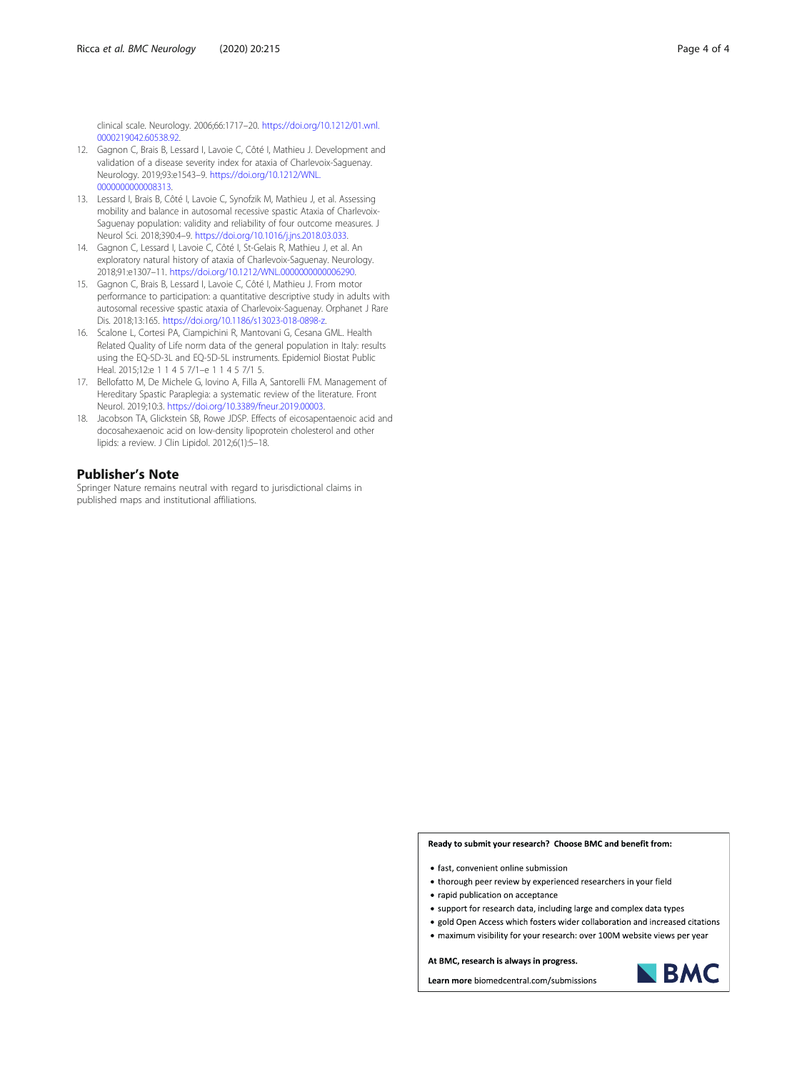clinical scale. Neurology. 2006;66:1717–20. https://doi.org/10.1212/01.wnl.0000219042.60538.92.

12. Gagnon C, Brais B, Lessard I, Lavoie C, Côté I, Mathieu J. Development and validation of a disease severity index for ataxia of Charlevoix-Saguenay. Neurology. 2019;93:e1543–9. https://doi.org/10.1212/WNL.0000000000008313.
13. Lessard I, Brais B, Côté I, Lavoie C, Synofzik M, Mathieu J, et al. Assessing mobility and balance in autosomal recessive spastic Ataxia of Charlevoix-Saguenay population: validity and reliability of four outcome measures. J Neurol Sci. 2018;390:4–9. https://doi.org/10.1016/j.jns.2018.03.033.
14. Gagnon C, Lessard I, Lavoie C, Côté I, St-Gelais R, Mathieu J, et al. An exploratory natural history of ataxia of Charlevoix-Saguenay. Neurology. 2018;91:e1307–11. https://doi.org/10.1212/WNL.0000000000006290.
15. Gagnon C, Brais B, Lessard I, Lavoie C, Côté I, Mathieu J. From motor performance to participation: a quantitative descriptive study in adults with autosomal recessive spastic ataxia of Charlevoix-Saguenay. Orphanet J Rare Dis. 2018;13:165. https://doi.org/10.1186/s13023-018-0898-z.
16. Scalone L, Cortesi PA, Ciampichini R, Mantovani G, Cesana GML. Health Related Quality of Life norm data of the general population in Italy: results using the EQ-5D-3L and EQ-5D-5L instruments. Epidemiol Biostat Public Heal. 2015;12:e 1 1 4 5 7/1–e 1 1 4 5 7/1 5.
17. Bellofatto M, De Michele G, Iovino A, Filla A, Santorelli FM. Management of Hereditary Spastic Paraplegia: a systematic review of the literature. Front Neurol. 2019;10:3. https://doi.org/10.3389/fneur.2019.00003.
18. Jacobson TA, Glickstein SB, Rowe JDSP. Effects of eicosapentaenoic acid and docosahexaenoic acid on low-density lipoprotein cholesterol and other lipids: a review. J Clin Lipidol. 2012;6(1):5–18.

## Publisher's Note

Springer Nature remains neutral with regard to jurisdictional claims in published maps and institutional affiliations.

**Ready to submit your research? Choose BMC and benefit from:**

- fast, convenient online submission
- thorough peer review by experienced researchers in your field
- rapid publication on acceptance
- support for research data, including large and complex data types
- gold Open Access which fosters wider collaboration and increased citations
- maximum visibility for your research: over 100M website views per year

**At BMC, research is always in progress.**

**Learn more** biomedcentral.com/submissions

BMC